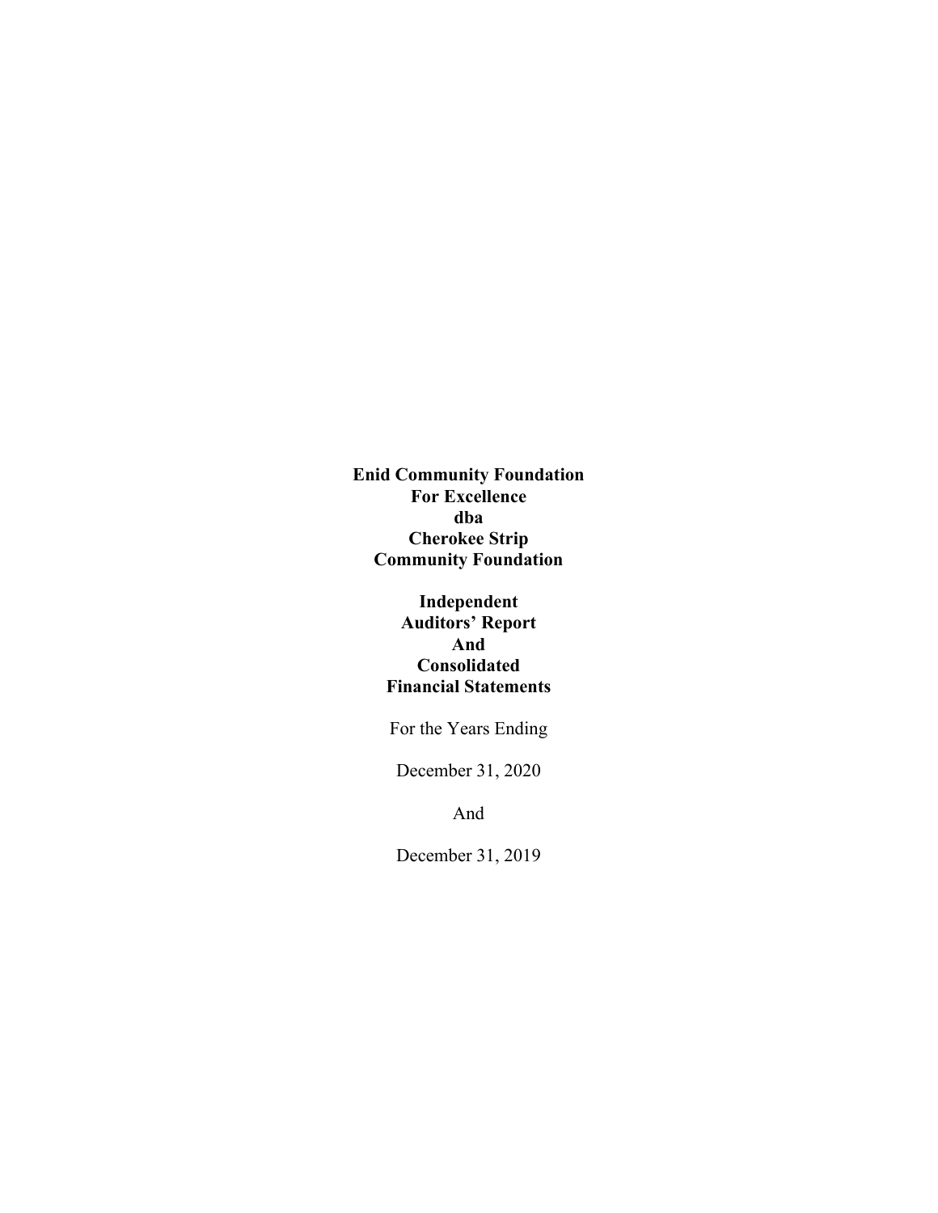**Enid Community Foundation**
**For Excellence**
**dba**
**Cherokee Strip**
**Community Foundation**

**Independent**
**Auditors' Report**
**And**
**Consolidated**
**Financial Statements**

For the Years Ending

December 31, 2020

And

December 31, 2019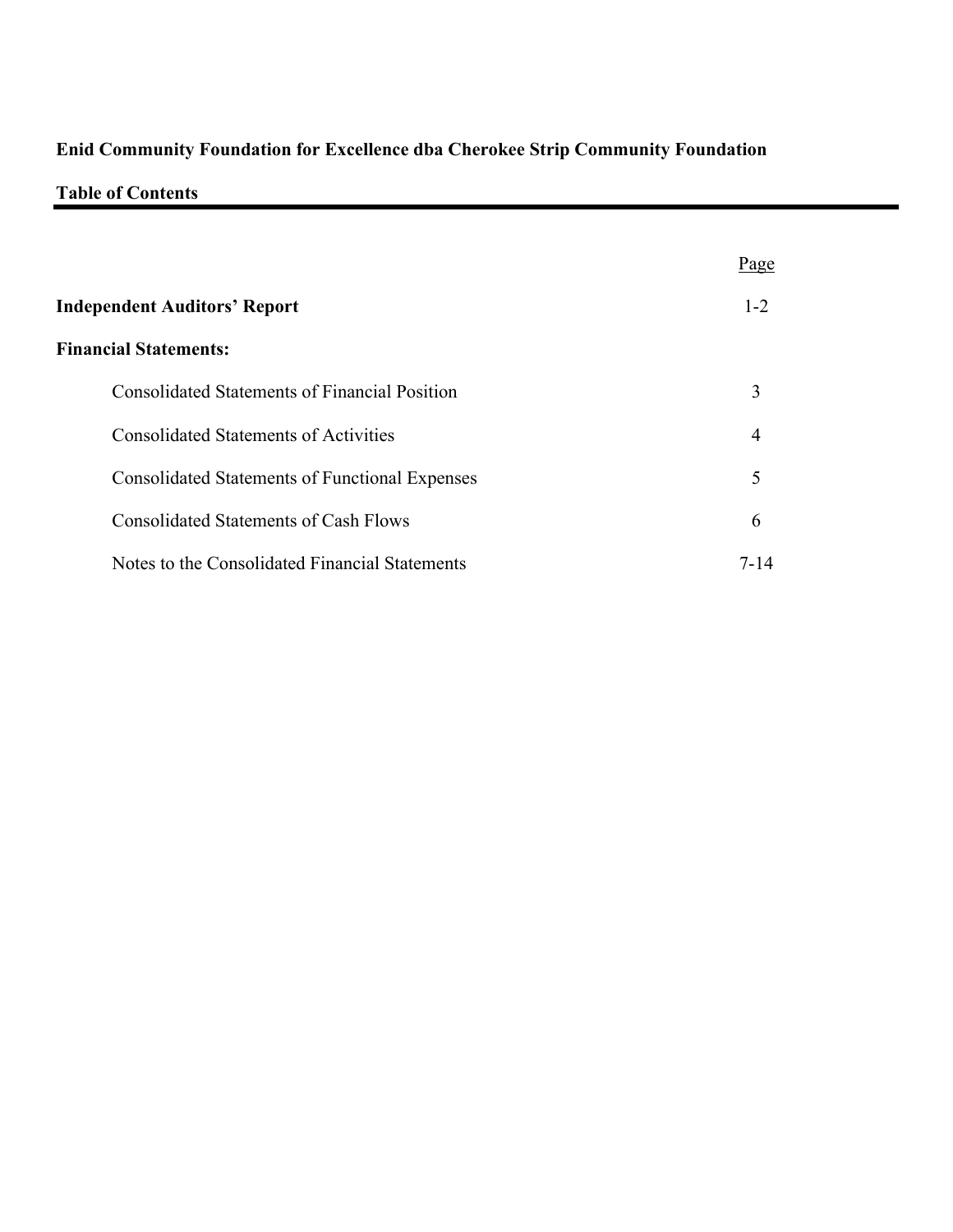**Enid Community Foundation for Excellence dba Cherokee Strip Community Foundation**

**Table of Contents**

| | Page |
|---|---|
| **Independent Auditors' Report** | 1-2 |
| **Financial Statements:** | |
| Consolidated Statements of Financial Position | 3 |
| Consolidated Statements of Activities | 4 |
| Consolidated Statements of Functional Expenses | 5 |
| Consolidated Statements of Cash Flows | 6 |
| Notes to the Consolidated Financial Statements | 7-14 |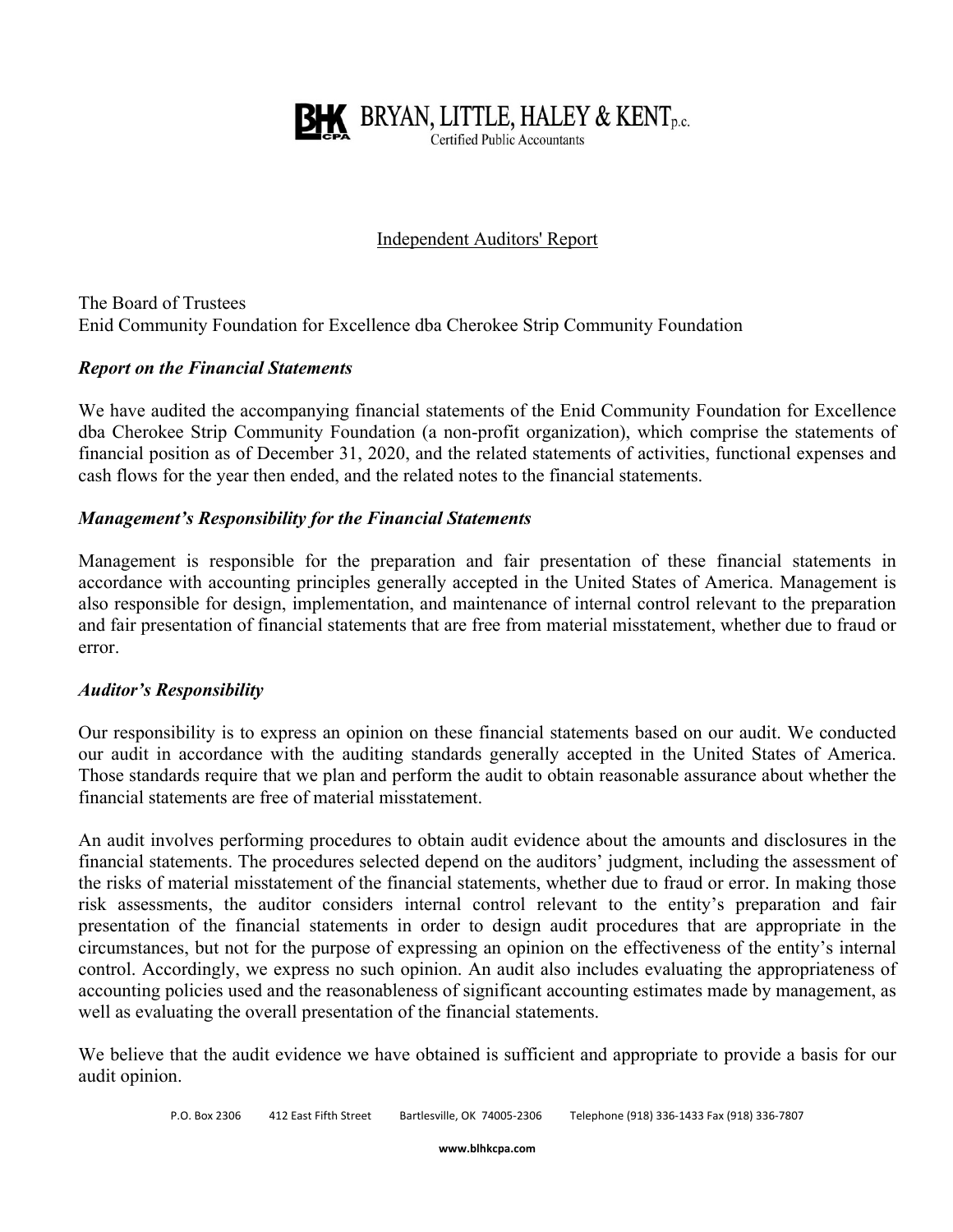# BRYAN, LITTLE, HALEY & KENT p.c.

Certified Public Accountants

## Independent Auditors' Report

The Board of Trustees
Enid Community Foundation for Excellence dba Cherokee Strip Community Foundation

***Report on the Financial Statements***

We have audited the accompanying financial statements of the Enid Community Foundation for Excellence dba Cherokee Strip Community Foundation (a non-profit organization), which comprise the statements of financial position as of December 31, 2020, and the related statements of activities, functional expenses and cash flows for the year then ended, and the related notes to the financial statements.

***Management's Responsibility for the Financial Statements***

Management is responsible for the preparation and fair presentation of these financial statements in accordance with accounting principles generally accepted in the United States of America. Management is also responsible for design, implementation, and maintenance of internal control relevant to the preparation and fair presentation of financial statements that are free from material misstatement, whether due to fraud or error.

***Auditor's Responsibility***

Our responsibility is to express an opinion on these financial statements based on our audit. We conducted our audit in accordance with the auditing standards generally accepted in the United States of America. Those standards require that we plan and perform the audit to obtain reasonable assurance about whether the financial statements are free of material misstatement.

An audit involves performing procedures to obtain audit evidence about the amounts and disclosures in the financial statements. The procedures selected depend on the auditors' judgment, including the assessment of the risks of material misstatement of the financial statements, whether due to fraud or error. In making those risk assessments, the auditor considers internal control relevant to the entity's preparation and fair presentation of the financial statements in order to design audit procedures that are appropriate in the circumstances, but not for the purpose of expressing an opinion on the effectiveness of the entity's internal control. Accordingly, we express no such opinion. An audit also includes evaluating the appropriateness of accounting policies used and the reasonableness of significant accounting estimates made by management, as well as evaluating the overall presentation of the financial statements.

We believe that the audit evidence we have obtained is sufficient and appropriate to provide a basis for our audit opinion.

P.O. Box 2306 412 East Fifth Street Bartlesville, OK 74005-2306 Telephone (918) 336-1433 Fax (918) 336-7807

**www.blhkcpa.com**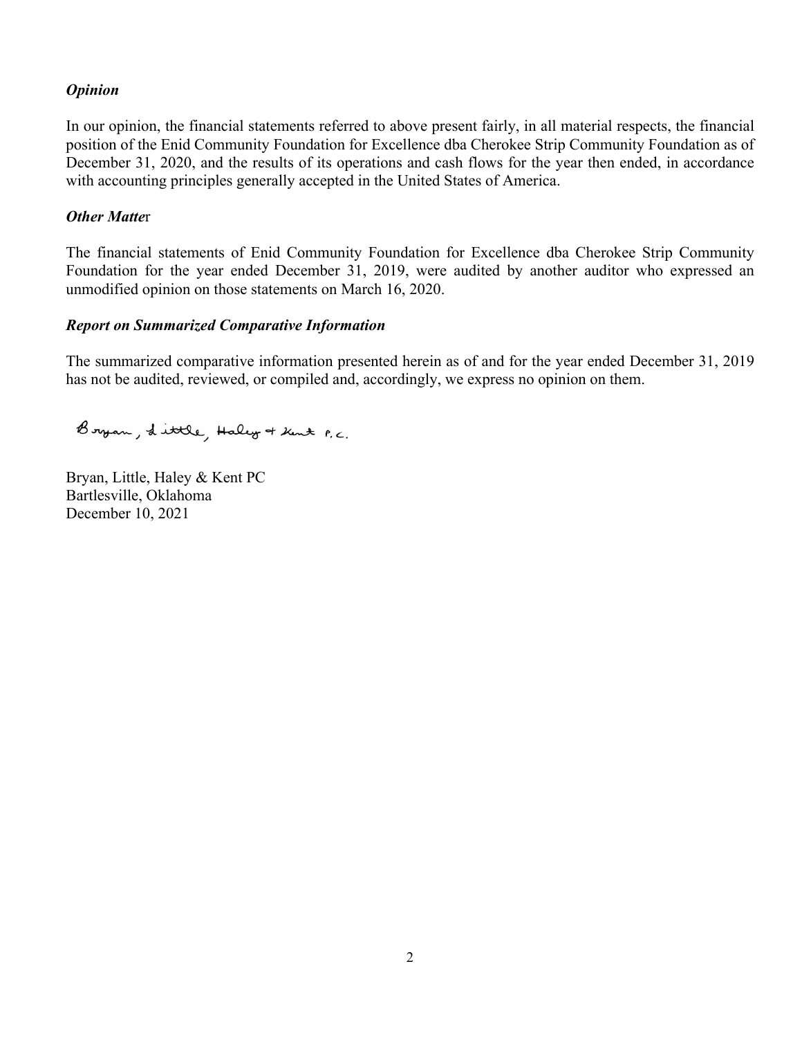### *Opinion*

In our opinion, the financial statements referred to above present fairly, in all material respects, the financial position of the Enid Community Foundation for Excellence dba Cherokee Strip Community Foundation as of December 31, 2020, and the results of its operations and cash flows for the year then ended, in accordance with accounting principles generally accepted in the United States of America.

### *Other Matter*

The financial statements of Enid Community Foundation for Excellence dba Cherokee Strip Community Foundation for the year ended December 31, 2019, were audited by another auditor who expressed an unmodified opinion on those statements on March 16, 2020.

### *Report on Summarized Comparative Information*

The summarized comparative information presented herein as of and for the year ended December 31, 2019 has not be audited, reviewed, or compiled and, accordingly, we express no opinion on them.

Bryan, Little, Haley & Kent P.C.

Bryan, Little, Haley & Kent PC
Bartlesville, Oklahoma
December 10, 2021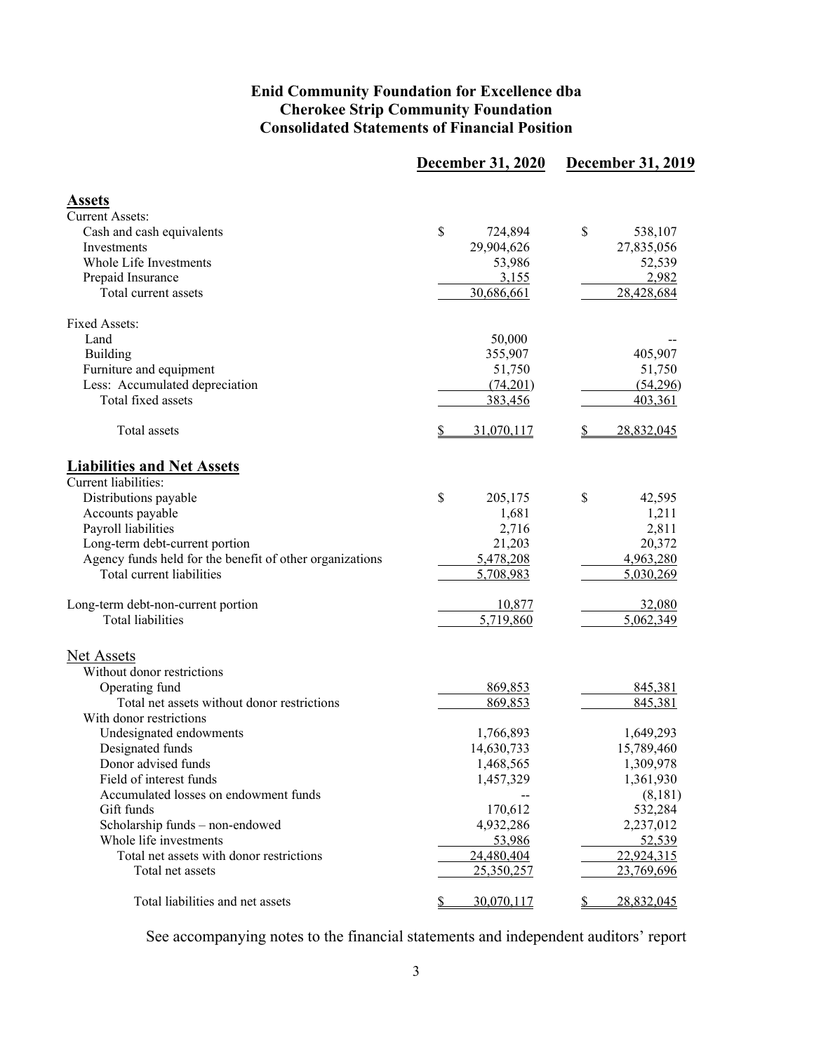# Enid Community Foundation for Excellence dba Cherokee Strip Community Foundation

## Consolidated Statements of Financial Position

| | December 31, 2020 | December 31, 2019 |
|---|---|---|
| **Assets** | | |
| Current Assets: | | |
| Cash and cash equivalents | $ 724,894 | $ 538,107 |
| Investments | 29,904,626 | 27,835,056 |
| Whole Life Investments | 53,986 | 52,539 |
| Prepaid Insurance | 3,155 | 2,982 |
| Total current assets | 30,686,661 | 28,428,684 |
| Fixed Assets: | | |
| Land | 50,000 | -- |
| Building | 355,907 | 405,907 |
| Furniture and equipment | 51,750 | 51,750 |
| Less: Accumulated depreciation | (74,201) | (54,296) |
| Total fixed assets | 383,456 | 403,361 |
| Total assets | $ 31,070,117 | $ 28,832,045 |
| **Liabilities and Net Assets** | | |
| Current liabilities: | | |
| Distributions payable | $ 205,175 | $ 42,595 |
| Accounts payable | 1,681 | 1,211 |
| Payroll liabilities | 2,716 | 2,811 |
| Long-term debt-current portion | 21,203 | 20,372 |
| Agency funds held for the benefit of other organizations | 5,478,208 | 4,963,280 |
| Total current liabilities | 5,708,983 | 5,030,269 |
| Long-term debt-non-current portion | 10,877 | 32,080 |
| Total liabilities | 5,719,860 | 5,062,349 |
| Net Assets | | |
| Without donor restrictions | | |
| Operating fund | 869,853 | 845,381 |
| Total net assets without donor restrictions | 869,853 | 845,381 |
| With donor restrictions | | |
| Undesignated endowments | 1,766,893 | 1,649,293 |
| Designated funds | 14,630,733 | 15,789,460 |
| Donor advised funds | 1,468,565 | 1,309,978 |
| Field of interest funds | 1,457,329 | 1,361,930 |
| Accumulated losses on endowment funds | -- | (8,181) |
| Gift funds | 170,612 | 532,284 |
| Scholarship funds – non-endowed | 4,932,286 | 2,237,012 |
| Whole life investments | 53,986 | 52,539 |
| Total net assets with donor restrictions | 24,480,404 | 22,924,315 |
| Total net assets | 25,350,257 | 23,769,696 |
| Total liabilities and net assets | $ 30,070,117 | $ 28,832,045 |

See accompanying notes to the financial statements and independent auditors' report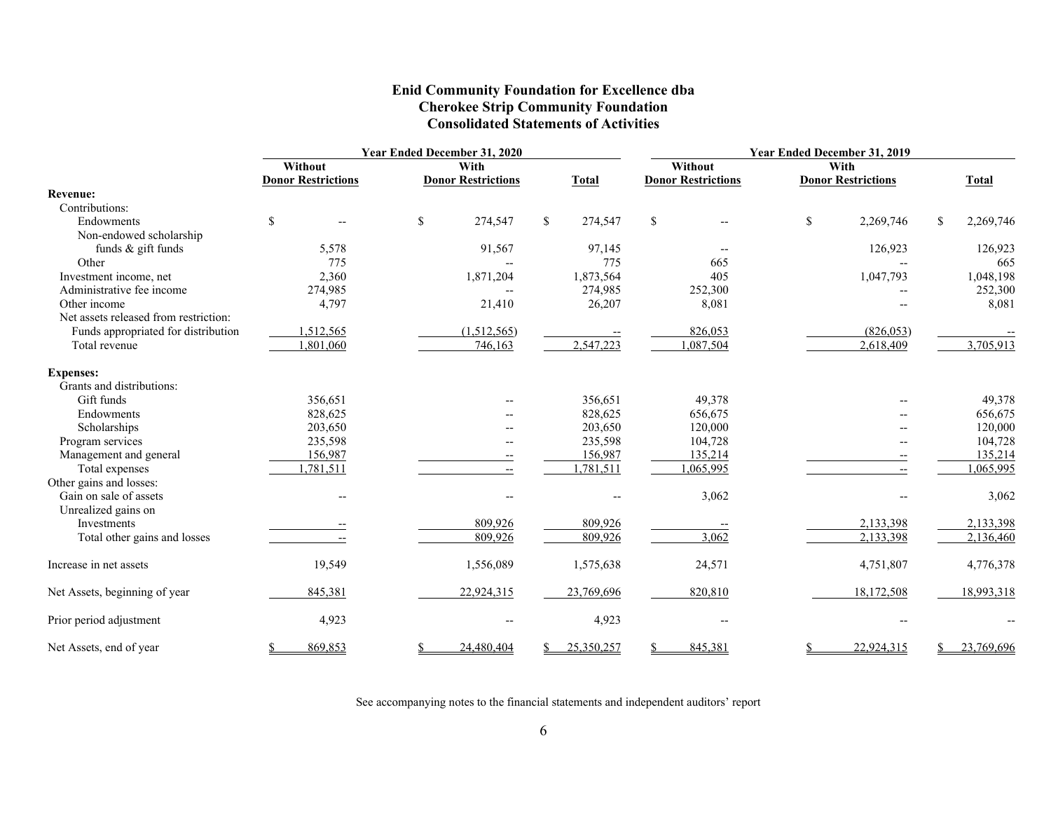# Enid Community Foundation for Excellence dba
# Cherokee Strip Community Foundation
# Consolidated Statements of Activities

| | Year Ended December 31, 2020 | | | Year Ended December 31, 2019 | | |
|---|---|---|---|---|---|---|
| | Without Donor Restrictions | With Donor Restrictions | Total | Without Donor Restrictions | With Donor Restrictions | Total |
| **Revenue:** | | | | | | |
| Contributions: | | | | | | |
| Endowments | $ -- | $ 274,547 | $ 274,547 | $ -- | $ 2,269,746 | $ 2,269,746 |
| Non-endowed scholarship funds & gift funds | 5,578 | 91,567 | 97,145 | -- | 126,923 | 126,923 |
| Other | 775 | -- | 775 | 665 | -- | 665 |
| Investment income, net | 2,360 | 1,871,204 | 1,873,564 | 405 | 1,047,793 | 1,048,198 |
| Administrative fee income | 274,985 | -- | 274,985 | 252,300 | -- | 252,300 |
| Other income | 4,797 | 21,410 | 26,207 | 8,081 | -- | 8,081 |
| Net assets released from restriction: | | | | | | |
| Funds appropriated for distribution | 1,512,565 | (1,512,565) | -- | 826,053 | (826,053) | -- |
| Total revenue | 1,801,060 | 746,163 | 2,547,223 | 1,087,504 | 2,618,409 | 3,705,913 |
| **Expenses:** | | | | | | |
| Grants and distributions: | | | | | | |
| Gift funds | 356,651 | -- | 356,651 | 49,378 | -- | 49,378 |
| Endowments | 828,625 | -- | 828,625 | 656,675 | -- | 656,675 |
| Scholarships | 203,650 | -- | 203,650 | 120,000 | -- | 120,000 |
| Program services | 235,598 | -- | 235,598 | 104,728 | -- | 104,728 |
| Management and general | 156,987 | -- | 156,987 | 135,214 | -- | 135,214 |
| Total expenses | 1,781,511 | -- | 1,781,511 | 1,065,995 | -- | 1,065,995 |
| Other gains and losses: | | | | | | |
| Gain on sale of assets | -- | -- | -- | 3,062 | -- | 3,062 |
| Unrealized gains on Investments | -- | 809,926 | 809,926 | -- | 2,133,398 | 2,133,398 |
| Total other gains and losses | -- | 809,926 | 809,926 | 3,062 | 2,133,398 | 2,136,460 |
| Increase in net assets | 19,549 | 1,556,089 | 1,575,638 | 24,571 | 4,751,807 | 4,776,378 |
| Net Assets, beginning of year | 845,381 | 22,924,315 | 23,769,696 | 820,810 | 18,172,508 | 18,993,318 |
| Prior period adjustment | 4,923 | -- | 4,923 | -- | -- | -- |
| Net Assets, end of year | $ 869,853 | $ 24,480,404 | $ 25,350,257 | $ 845,381 | $ 22,924,315 | $ 23,769,696 |

See accompanying notes to the financial statements and independent auditors' report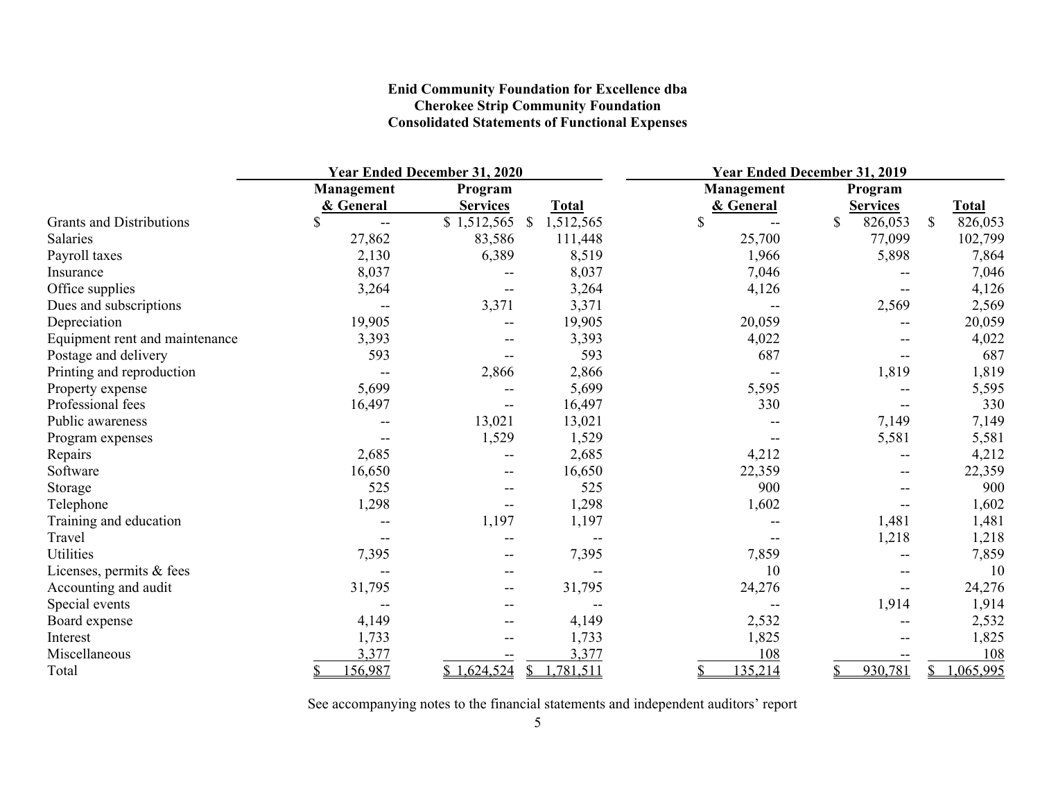**Enid Community Foundation for Excellence dba**
**Cherokee Strip Community Foundation**
**Consolidated Statements of Functional Expenses**

| | Year Ended December 31, 2020 | | | Year Ended December 31, 2019 | | |
|---|---|---|---|---|---|---|
| | Management & General | Program Services | Total | Management & General | Program Services | Total |
| Grants and Distributions | $ -- | $ 1,512,565 | $ 1,512,565 | $ -- | $ 826,053 | $ 826,053 |
| Salaries | 27,862 | 83,586 | 111,448 | 25,700 | 77,099 | 102,799 |
| Payroll taxes | 2,130 | 6,389 | 8,519 | 1,966 | 5,898 | 7,864 |
| Insurance | 8,037 | -- | 8,037 | 7,046 | -- | 7,046 |
| Office supplies | 3,264 | -- | 3,264 | 4,126 | -- | 4,126 |
| Dues and subscriptions | -- | 3,371 | 3,371 | -- | 2,569 | 2,569 |
| Depreciation | 19,905 | -- | 19,905 | 20,059 | -- | 20,059 |
| Equipment rent and maintenance | 3,393 | -- | 3,393 | 4,022 | -- | 4,022 |
| Postage and delivery | 593 | -- | 593 | 687 | -- | 687 |
| Printing and reproduction | -- | 2,866 | 2,866 | -- | 1,819 | 1,819 |
| Property expense | 5,699 | -- | 5,699 | 5,595 | -- | 5,595 |
| Professional fees | 16,497 | -- | 16,497 | 330 | -- | 330 |
| Public awareness | -- | 13,021 | 13,021 | -- | 7,149 | 7,149 |
| Program expenses | -- | 1,529 | 1,529 | -- | 5,581 | 5,581 |
| Repairs | 2,685 | -- | 2,685 | 4,212 | -- | 4,212 |
| Software | 16,650 | -- | 16,650 | 22,359 | -- | 22,359 |
| Storage | 525 | -- | 525 | 900 | -- | 900 |
| Telephone | 1,298 | -- | 1,298 | 1,602 | -- | 1,602 |
| Training and education | -- | 1,197 | 1,197 | -- | 1,481 | 1,481 |
| Travel | -- | -- | -- | -- | 1,218 | 1,218 |
| Utilities | 7,395 | -- | 7,395 | 7,859 | -- | 7,859 |
| Licenses, permits & fees | -- | -- | -- | 10 | -- | 10 |
| Accounting and audit | 31,795 | -- | 31,795 | 24,276 | -- | 24,276 |
| Special events | -- | -- | -- | -- | 1,914 | 1,914 |
| Board expense | 4,149 | -- | 4,149 | 2,532 | -- | 2,532 |
| Interest | 1,733 | -- | 1,733 | 1,825 | -- | 1,825 |
| Miscellaneous | 3,377 | -- | 3,377 | 108 | -- | 108 |
| Total | $ 156,987 | $ 1,624,524 | $ 1,781,511 | $ 135,214 | $ 930,781 | $ 1,065,995 |

See accompanying notes to the financial statements and independent auditors' report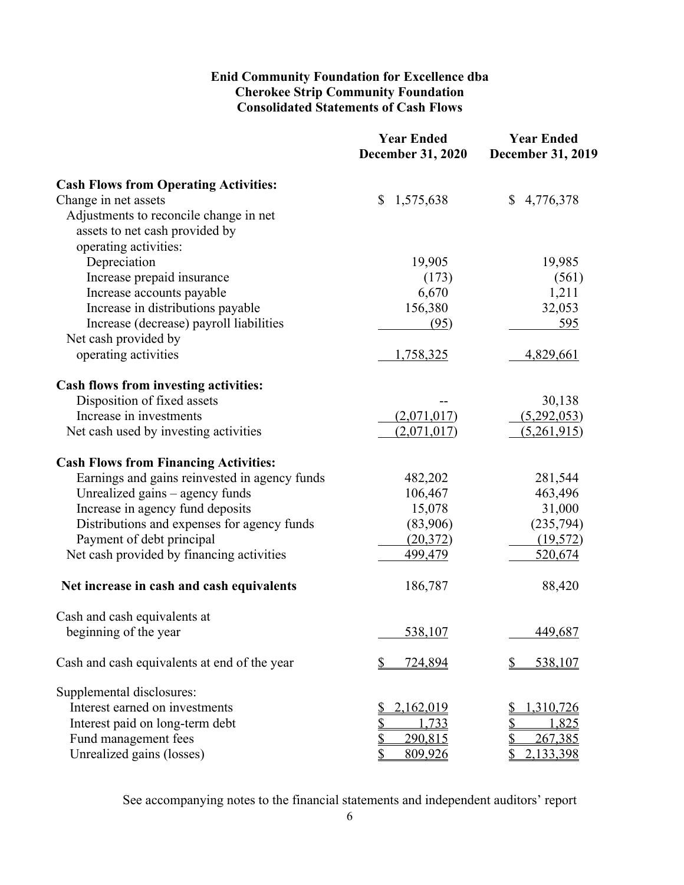# Enid Community Foundation for Excellence dba Cherokee Strip Community Foundation

## Consolidated Statements of Cash Flows

| | Year Ended December 31, 2020 | Year Ended December 31, 2019 |
|---|---|---|
| **Cash Flows from Operating Activities:** | | |
| Change in net assets | $ 1,575,638 | $ 4,776,378 |
| Adjustments to reconcile change in net assets to net cash provided by operating activities: | | |
| Depreciation | 19,905 | 19,985 |
| Increase prepaid insurance | (173) | (561) |
| Increase accounts payable | 6,670 | 1,211 |
| Increase in distributions payable | 156,380 | 32,053 |
| Increase (decrease) payroll liabilities | (95) | 595 |
| Net cash provided by operating activities | 1,758,325 | 4,829,661 |
| **Cash flows from investing activities:** | | |
| Disposition of fixed assets | -- | 30,138 |
| Increase in investments | (2,071,017) | (5,292,053) |
| Net cash used by investing activities | (2,071,017) | (5,261,915) |
| **Cash Flows from Financing Activities:** | | |
| Earnings and gains reinvested in agency funds | 482,202 | 281,544 |
| Unrealized gains – agency funds | 106,467 | 463,496 |
| Increase in agency fund deposits | 15,078 | 31,000 |
| Distributions and expenses for agency funds | (83,906) | (235,794) |
| Payment of debt principal | (20,372) | (19,572) |
| Net cash provided by financing activities | 499,479 | 520,674 |
| **Net increase in cash and cash equivalents** | 186,787 | 88,420 |
| Cash and cash equivalents at beginning of the year | 538,107 | 449,687 |
| Cash and cash equivalents at end of the year | $ 724,894 | $ 538,107 |
| Supplemental disclosures: | | |
| Interest earned on investments | $ 2,162,019 | $ 1,310,726 |
| Interest paid on long-term debt | $ 1,733 | $ 1,825 |
| Fund management fees | $ 290,815 | $ 267,385 |
| Unrealized gains (losses) | $ 809,926 | $ 2,133,398 |

See accompanying notes to the financial statements and independent auditors' report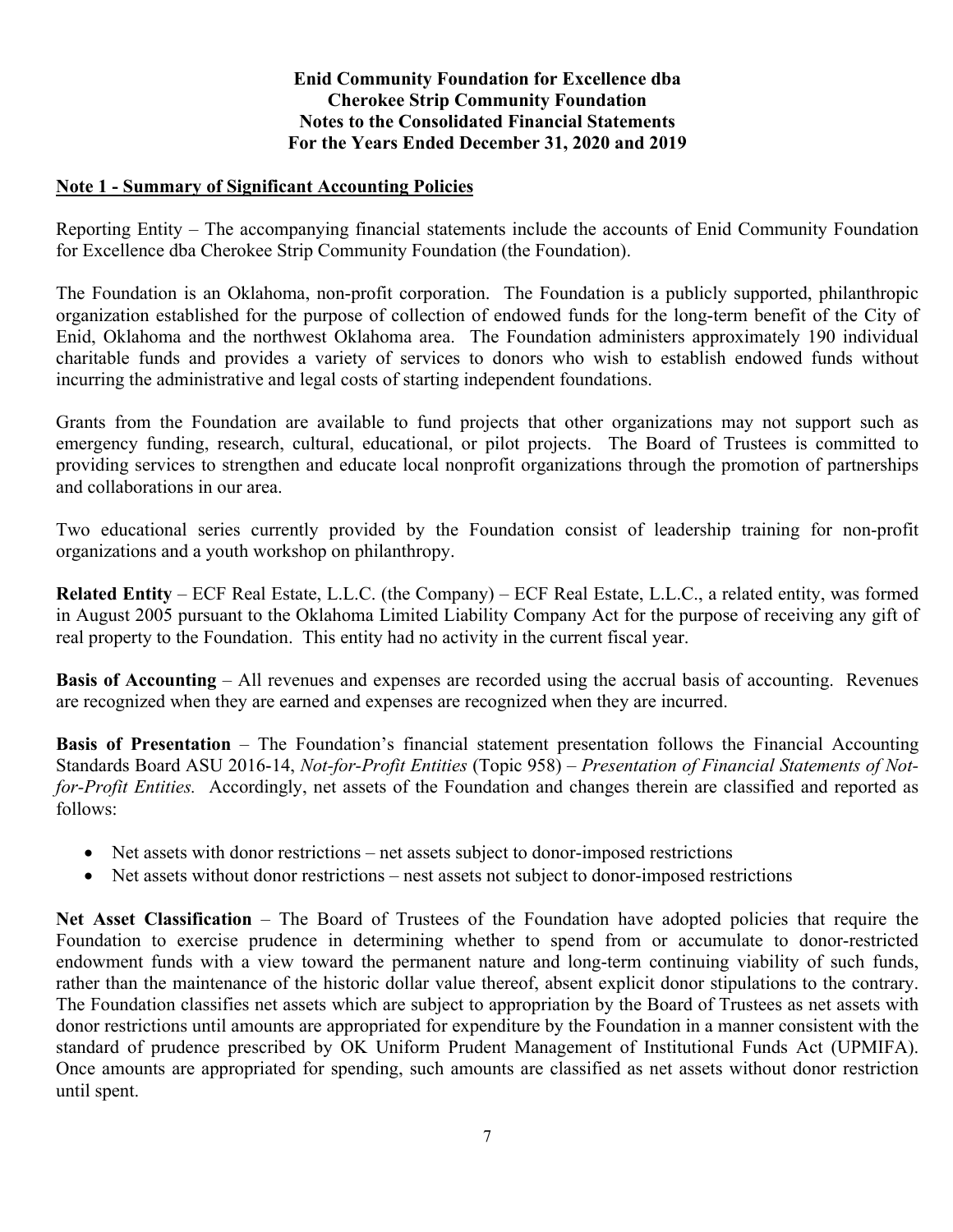**Enid Community Foundation for Excellence dba**
**Cherokee Strip Community Foundation**
**Notes to the Consolidated Financial Statements**
**For the Years Ended December 31, 2020 and 2019**

## Note 1 - Summary of Significant Accounting Policies

Reporting Entity – The accompanying financial statements include the accounts of Enid Community Foundation for Excellence dba Cherokee Strip Community Foundation (the Foundation).

The Foundation is an Oklahoma, non-profit corporation. The Foundation is a publicly supported, philanthropic organization established for the purpose of collection of endowed funds for the long-term benefit of the City of Enid, Oklahoma and the northwest Oklahoma area. The Foundation administers approximately 190 individual charitable funds and provides a variety of services to donors who wish to establish endowed funds without incurring the administrative and legal costs of starting independent foundations.

Grants from the Foundation are available to fund projects that other organizations may not support such as emergency funding, research, cultural, educational, or pilot projects. The Board of Trustees is committed to providing services to strengthen and educate local nonprofit organizations through the promotion of partnerships and collaborations in our area.

Two educational series currently provided by the Foundation consist of leadership training for non-profit organizations and a youth workshop on philanthropy.

**Related Entity** – ECF Real Estate, L.L.C. (the Company) – ECF Real Estate, L.L.C., a related entity, was formed in August 2005 pursuant to the Oklahoma Limited Liability Company Act for the purpose of receiving any gift of real property to the Foundation. This entity had no activity in the current fiscal year.

**Basis of Accounting** – All revenues and expenses are recorded using the accrual basis of accounting. Revenues are recognized when they are earned and expenses are recognized when they are incurred.

**Basis of Presentation** – The Foundation's financial statement presentation follows the Financial Accounting Standards Board ASU 2016-14, *Not-for-Profit Entities* (Topic 958) – *Presentation of Financial Statements of Not-for-Profit Entities.* Accordingly, net assets of the Foundation and changes therein are classified and reported as follows:

- Net assets with donor restrictions – net assets subject to donor-imposed restrictions
- Net assets without donor restrictions – nest assets not subject to donor-imposed restrictions

**Net Asset Classification** – The Board of Trustees of the Foundation have adopted policies that require the Foundation to exercise prudence in determining whether to spend from or accumulate to donor-restricted endowment funds with a view toward the permanent nature and long-term continuing viability of such funds, rather than the maintenance of the historic dollar value thereof, absent explicit donor stipulations to the contrary. The Foundation classifies net assets which are subject to appropriation by the Board of Trustees as net assets with donor restrictions until amounts are appropriated for expenditure by the Foundation in a manner consistent with the standard of prudence prescribed by OK Uniform Prudent Management of Institutional Funds Act (UPMIFA). Once amounts are appropriated for spending, such amounts are classified as net assets without donor restriction until spent.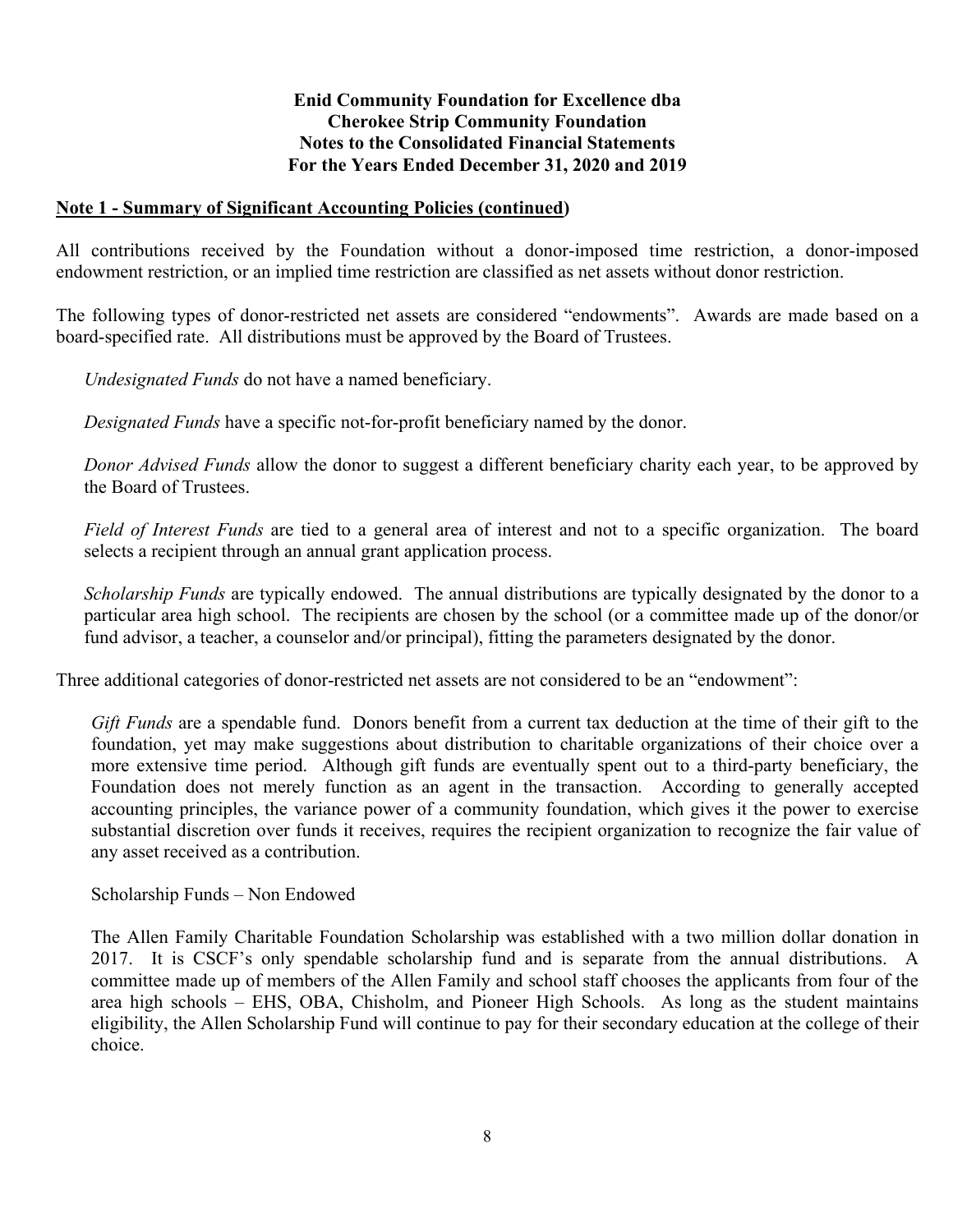**Enid Community Foundation for Excellence dba**
**Cherokee Strip Community Foundation**
**Notes to the Consolidated Financial Statements**
**For the Years Ended December 31, 2020 and 2019**

## Note 1 - Summary of Significant Accounting Policies (continued)

All contributions received by the Foundation without a donor-imposed time restriction, a donor-imposed endowment restriction, or an implied time restriction are classified as net assets without donor restriction.

The following types of donor-restricted net assets are considered "endowments". Awards are made based on a board-specified rate. All distributions must be approved by the Board of Trustees.

*Undesignated Funds* do not have a named beneficiary.

*Designated Funds* have a specific not-for-profit beneficiary named by the donor.

*Donor Advised Funds* allow the donor to suggest a different beneficiary charity each year, to be approved by the Board of Trustees.

*Field of Interest Funds* are tied to a general area of interest and not to a specific organization. The board selects a recipient through an annual grant application process.

*Scholarship Funds* are typically endowed. The annual distributions are typically designated by the donor to a particular area high school. The recipients are chosen by the school (or a committee made up of the donor/or fund advisor, a teacher, a counselor and/or principal), fitting the parameters designated by the donor.

Three additional categories of donor-restricted net assets are not considered to be an "endowment":

*Gift Funds* are a spendable fund. Donors benefit from a current tax deduction at the time of their gift to the foundation, yet may make suggestions about distribution to charitable organizations of their choice over a more extensive time period. Although gift funds are eventually spent out to a third-party beneficiary, the Foundation does not merely function as an agent in the transaction. According to generally accepted accounting principles, the variance power of a community foundation, which gives it the power to exercise substantial discretion over funds it receives, requires the recipient organization to recognize the fair value of any asset received as a contribution.

Scholarship Funds – Non Endowed

The Allen Family Charitable Foundation Scholarship was established with a two million dollar donation in 2017. It is CSCF's only spendable scholarship fund and is separate from the annual distributions. A committee made up of members of the Allen Family and school staff chooses the applicants from four of the area high schools – EHS, OBA, Chisholm, and Pioneer High Schools. As long as the student maintains eligibility, the Allen Scholarship Fund will continue to pay for their secondary education at the college of their choice.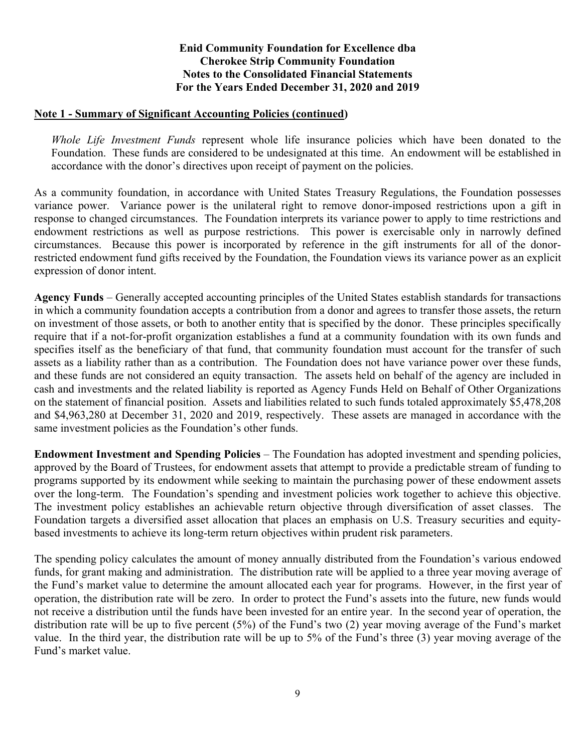**Enid Community Foundation for Excellence dba**
**Cherokee Strip Community Foundation**
**Notes to the Consolidated Financial Statements**
**For the Years Ended December 31, 2020 and 2019**

## Note 1 - Summary of Significant Accounting Policies (continued)

*Whole Life Investment Funds* represent whole life insurance policies which have been donated to the Foundation. These funds are considered to be undesignated at this time. An endowment will be established in accordance with the donor's directives upon receipt of payment on the policies.

As a community foundation, in accordance with United States Treasury Regulations, the Foundation possesses variance power. Variance power is the unilateral right to remove donor-imposed restrictions upon a gift in response to changed circumstances. The Foundation interprets its variance power to apply to time restrictions and endowment restrictions as well as purpose restrictions. This power is exercisable only in narrowly defined circumstances. Because this power is incorporated by reference in the gift instruments for all of the donor-restricted endowment fund gifts received by the Foundation, the Foundation views its variance power as an explicit expression of donor intent.

**Agency Funds** – Generally accepted accounting principles of the United States establish standards for transactions in which a community foundation accepts a contribution from a donor and agrees to transfer those assets, the return on investment of those assets, or both to another entity that is specified by the donor. These principles specifically require that if a not-for-profit organization establishes a fund at a community foundation with its own funds and specifies itself as the beneficiary of that fund, that community foundation must account for the transfer of such assets as a liability rather than as a contribution. The Foundation does not have variance power over these funds, and these funds are not considered an equity transaction. The assets held on behalf of the agency are included in cash and investments and the related liability is reported as Agency Funds Held on Behalf of Other Organizations on the statement of financial position. Assets and liabilities related to such funds totaled approximately $5,478,208 and $4,963,280 at December 31, 2020 and 2019, respectively. These assets are managed in accordance with the same investment policies as the Foundation's other funds.

**Endowment Investment and Spending Policies** – The Foundation has adopted investment and spending policies, approved by the Board of Trustees, for endowment assets that attempt to provide a predictable stream of funding to programs supported by its endowment while seeking to maintain the purchasing power of these endowment assets over the long-term. The Foundation's spending and investment policies work together to achieve this objective. The investment policy establishes an achievable return objective through diversification of asset classes. The Foundation targets a diversified asset allocation that places an emphasis on U.S. Treasury securities and equity-based investments to achieve its long-term return objectives within prudent risk parameters.

The spending policy calculates the amount of money annually distributed from the Foundation's various endowed funds, for grant making and administration. The distribution rate will be applied to a three year moving average of the Fund's market value to determine the amount allocated each year for programs. However, in the first year of operation, the distribution rate will be zero. In order to protect the Fund's assets into the future, new funds would not receive a distribution until the funds have been invested for an entire year. In the second year of operation, the distribution rate will be up to five percent (5%) of the Fund's two (2) year moving average of the Fund's market value. In the third year, the distribution rate will be up to 5% of the Fund's three (3) year moving average of the Fund's market value.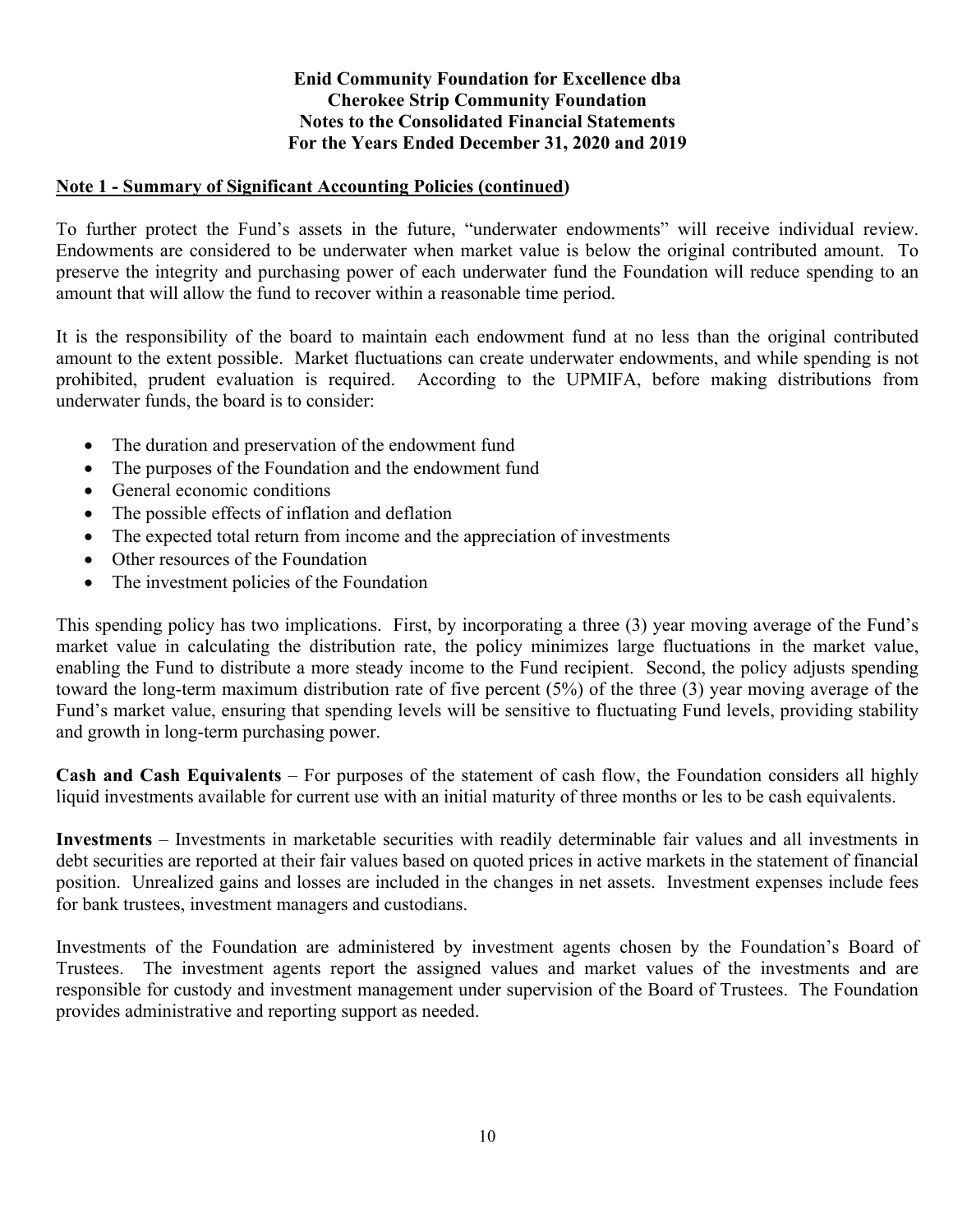**Enid Community Foundation for Excellence dba**
**Cherokee Strip Community Foundation**
**Notes to the Consolidated Financial Statements**
**For the Years Ended December 31, 2020 and 2019**

## Note 1 - Summary of Significant Accounting Policies (continued)

To further protect the Fund's assets in the future, "underwater endowments" will receive individual review. Endowments are considered to be underwater when market value is below the original contributed amount. To preserve the integrity and purchasing power of each underwater fund the Foundation will reduce spending to an amount that will allow the fund to recover within a reasonable time period.

It is the responsibility of the board to maintain each endowment fund at no less than the original contributed amount to the extent possible. Market fluctuations can create underwater endowments, and while spending is not prohibited, prudent evaluation is required. According to the UPMIFA, before making distributions from underwater funds, the board is to consider:

- The duration and preservation of the endowment fund
- The purposes of the Foundation and the endowment fund
- General economic conditions
- The possible effects of inflation and deflation
- The expected total return from income and the appreciation of investments
- Other resources of the Foundation
- The investment policies of the Foundation

This spending policy has two implications. First, by incorporating a three (3) year moving average of the Fund's market value in calculating the distribution rate, the policy minimizes large fluctuations in the market value, enabling the Fund to distribute a more steady income to the Fund recipient. Second, the policy adjusts spending toward the long-term maximum distribution rate of five percent (5%) of the three (3) year moving average of the Fund's market value, ensuring that spending levels will be sensitive to fluctuating Fund levels, providing stability and growth in long-term purchasing power.

**Cash and Cash Equivalents** – For purposes of the statement of cash flow, the Foundation considers all highly liquid investments available for current use with an initial maturity of three months or les to be cash equivalents.

**Investments** – Investments in marketable securities with readily determinable fair values and all investments in debt securities are reported at their fair values based on quoted prices in active markets in the statement of financial position. Unrealized gains and losses are included in the changes in net assets. Investment expenses include fees for bank trustees, investment managers and custodians.

Investments of the Foundation are administered by investment agents chosen by the Foundation's Board of Trustees. The investment agents report the assigned values and market values of the investments and are responsible for custody and investment management under supervision of the Board of Trustees. The Foundation provides administrative and reporting support as needed.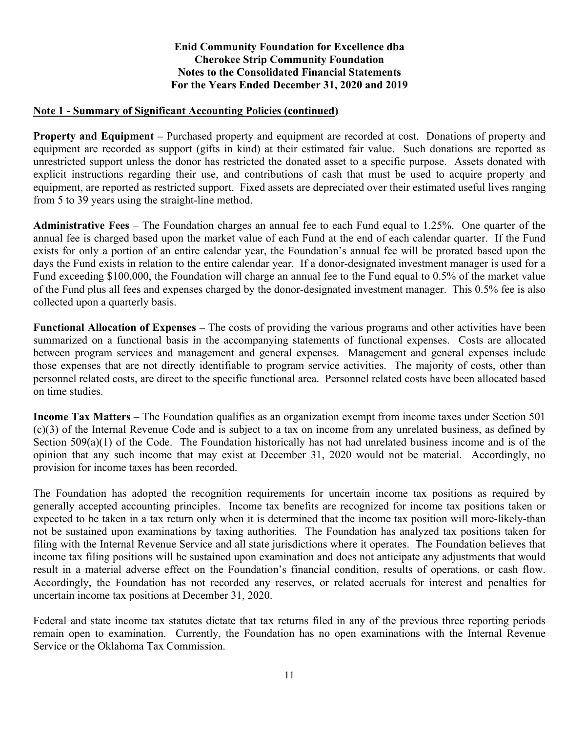# Enid Community Foundation for Excellence dba Cherokee Strip Community Foundation

## Notes to the Consolidated Financial Statements

## For the Years Ended December 31, 2020 and 2019

**Note 1 - Summary of Significant Accounting Policies (continued)**

**Property and Equipment –** Purchased property and equipment are recorded at cost. Donations of property and equipment are recorded as support (gifts in kind) at their estimated fair value. Such donations are reported as unrestricted support unless the donor has restricted the donated asset to a specific purpose. Assets donated with explicit instructions regarding their use, and contributions of cash that must be used to acquire property and equipment, are reported as restricted support. Fixed assets are depreciated over their estimated useful lives ranging from 5 to 39 years using the straight-line method.

**Administrative Fees** – The Foundation charges an annual fee to each Fund equal to 1.25%. One quarter of the annual fee is charged based upon the market value of each Fund at the end of each calendar quarter. If the Fund exists for only a portion of an entire calendar year, the Foundation's annual fee will be prorated based upon the days the Fund exists in relation to the entire calendar year. If a donor-designated investment manager is used for a Fund exceeding $100,000, the Foundation will charge an annual fee to the Fund equal to 0.5% of the market value of the Fund plus all fees and expenses charged by the donor-designated investment manager. This 0.5% fee is also collected upon a quarterly basis.

**Functional Allocation of Expenses –** The costs of providing the various programs and other activities have been summarized on a functional basis in the accompanying statements of functional expenses. Costs are allocated between program services and management and general expenses. Management and general expenses include those expenses that are not directly identifiable to program service activities. The majority of costs, other than personnel related costs, are direct to the specific functional area. Personnel related costs have been allocated based on time studies.

**Income Tax Matters** – The Foundation qualifies as an organization exempt from income taxes under Section 501 (c)(3) of the Internal Revenue Code and is subject to a tax on income from any unrelated business, as defined by Section 509(a)(1) of the Code. The Foundation historically has not had unrelated business income and is of the opinion that any such income that may exist at December 31, 2020 would not be material. Accordingly, no provision for income taxes has been recorded.

The Foundation has adopted the recognition requirements for uncertain income tax positions as required by generally accepted accounting principles. Income tax benefits are recognized for income tax positions taken or expected to be taken in a tax return only when it is determined that the income tax position will more-likely-than not be sustained upon examinations by taxing authorities. The Foundation has analyzed tax positions taken for filing with the Internal Revenue Service and all state jurisdictions where it operates. The Foundation believes that income tax filing positions will be sustained upon examination and does not anticipate any adjustments that would result in a material adverse effect on the Foundation's financial condition, results of operations, or cash flow. Accordingly, the Foundation has not recorded any reserves, or related accruals for interest and penalties for uncertain income tax positions at December 31, 2020.

Federal and state income tax statutes dictate that tax returns filed in any of the previous three reporting periods remain open to examination. Currently, the Foundation has no open examinations with the Internal Revenue Service or the Oklahoma Tax Commission.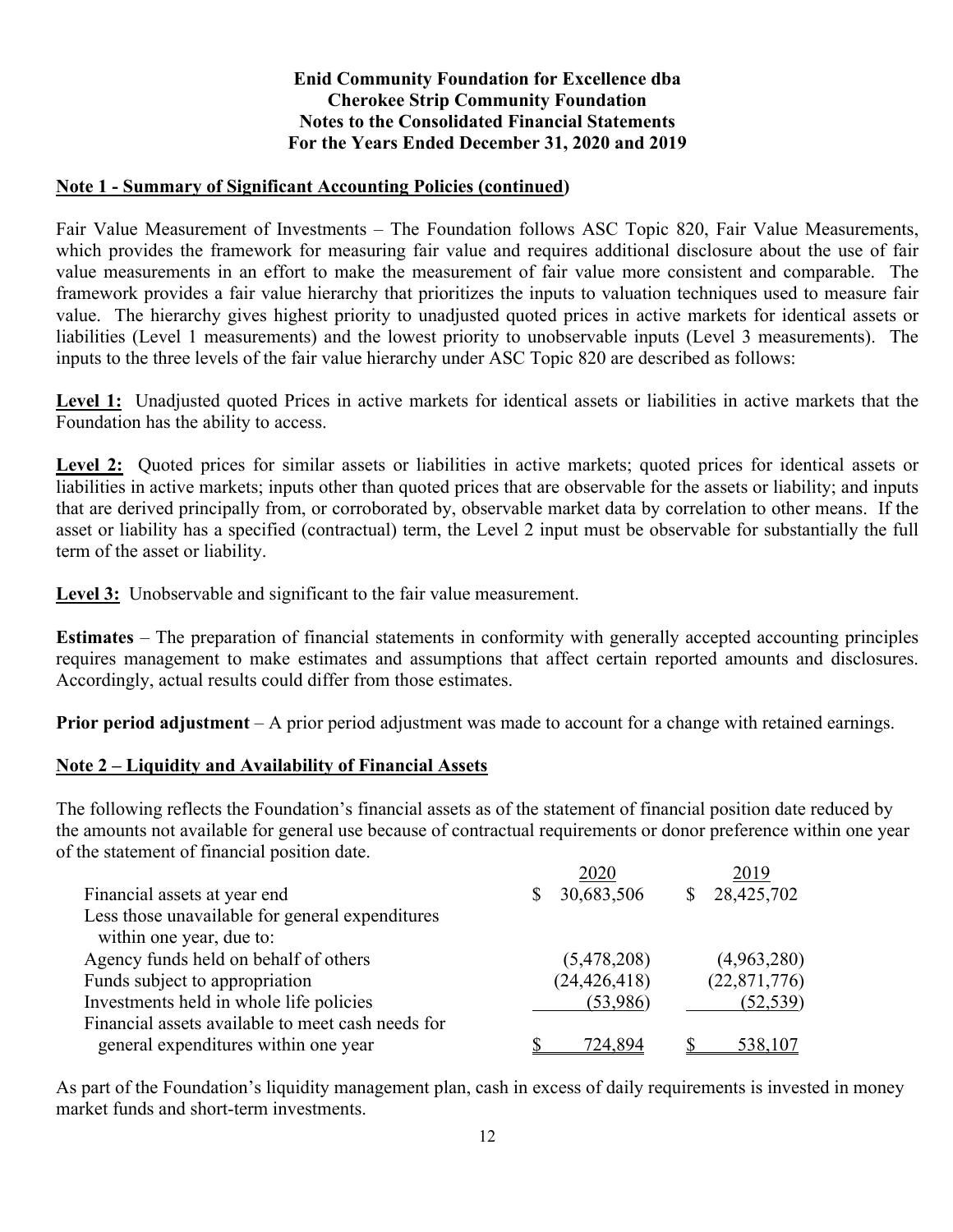**Enid Community Foundation for Excellence dba**
**Cherokee Strip Community Foundation**
**Notes to the Consolidated Financial Statements**
**For the Years Ended December 31, 2020 and 2019**

## Note 1 - Summary of Significant Accounting Policies (continued)

Fair Value Measurement of Investments – The Foundation follows ASC Topic 820, Fair Value Measurements, which provides the framework for measuring fair value and requires additional disclosure about the use of fair value measurements in an effort to make the measurement of fair value more consistent and comparable. The framework provides a fair value hierarchy that prioritizes the inputs to valuation techniques used to measure fair value. The hierarchy gives highest priority to unadjusted quoted prices in active markets for identical assets or liabilities (Level 1 measurements) and the lowest priority to unobservable inputs (Level 3 measurements). The inputs to the three levels of the fair value hierarchy under ASC Topic 820 are described as follows:

**Level 1:** Unadjusted quoted Prices in active markets for identical assets or liabilities in active markets that the Foundation has the ability to access.

**Level 2:** Quoted prices for similar assets or liabilities in active markets; quoted prices for identical assets or liabilities in active markets; inputs other than quoted prices that are observable for the assets or liability; and inputs that are derived principally from, or corroborated by, observable market data by correlation to other means. If the asset or liability has a specified (contractual) term, the Level 2 input must be observable for substantially the full term of the asset or liability.

**Level 3:** Unobservable and significant to the fair value measurement.

**Estimates** – The preparation of financial statements in conformity with generally accepted accounting principles requires management to make estimates and assumptions that affect certain reported amounts and disclosures. Accordingly, actual results could differ from those estimates.

**Prior period adjustment** – A prior period adjustment was made to account for a change with retained earnings.

## Note 2 – Liquidity and Availability of Financial Assets

The following reflects the Foundation's financial assets as of the statement of financial position date reduced by the amounts not available for general use because of contractual requirements or donor preference within one year of the statement of financial position date.

| | 2020 | 2019 |
|---|---|---|
| Financial assets at year end | $ 30,683,506 | $ 28,425,702 |
| Less those unavailable for general expenditures within one year, due to: | | |
| Agency funds held on behalf of others | (5,478,208) | (4,963,280) |
| Funds subject to appropriation | (24,426,418) | (22,871,776) |
| Investments held in whole life policies | (53,986) | (52,539) |
| Financial assets available to meet cash needs for general expenditures within one year | $ 724,894 | $ 538,107 |

As part of the Foundation's liquidity management plan, cash in excess of daily requirements is invested in money market funds and short-term investments.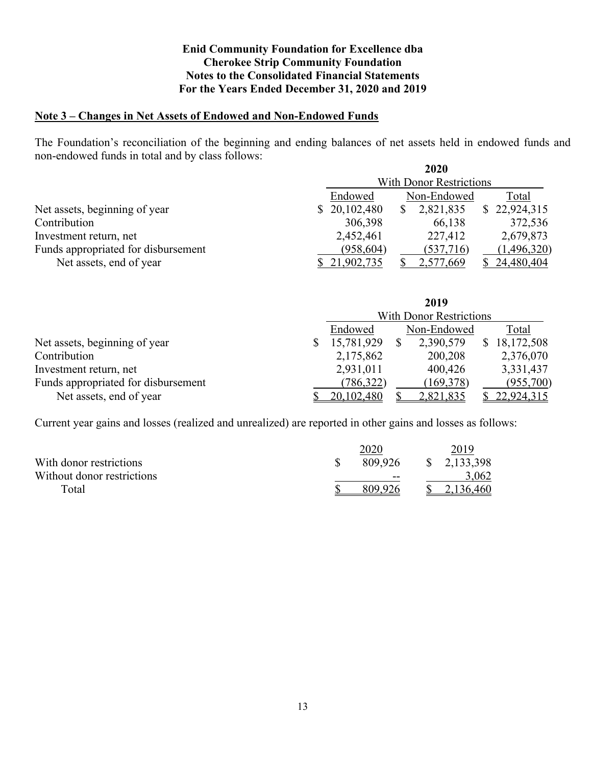**Enid Community Foundation for Excellence dba**
**Cherokee Strip Community Foundation**
**Notes to the Consolidated Financial Statements**
**For the Years Ended December 31, 2020 and 2019**

## Note 3 – Changes in Net Assets of Endowed and Non-Endowed Funds

The Foundation's reconciliation of the beginning and ending balances of net assets held in endowed funds and non-endowed funds in total and by class follows:

| | 2020 | | |
|---|---|---|---|
| | With Donor Restrictions | | |
| | Endowed | Non-Endowed | Total |
| Net assets, beginning of year | $ 20,102,480 | $ 2,821,835 | $ 22,924,315 |
| Contribution | 306,398 | 66,138 | 372,536 |
| Investment return, net | 2,452,461 | 227,412 | 2,679,873 |
| Funds appropriated for disbursement | (958,604) | (537,716) | (1,496,320) |
| Net assets, end of year | $ 21,902,735 | $ 2,577,669 | $ 24,480,404 |

| | 2019 | | |
|---|---|---|---|
| | With Donor Restrictions | | |
| | Endowed | Non-Endowed | Total |
| Net assets, beginning of year | $ 15,781,929 | $ 2,390,579 | $ 18,172,508 |
| Contribution | 2,175,862 | 200,208 | 2,376,070 |
| Investment return, net | 2,931,011 | 400,426 | 3,331,437 |
| Funds appropriated for disbursement | (786,322) | (169,378) | (955,700) |
| Net assets, end of year | $ 20,102,480 | $ 2,821,835 | $ 22,924,315 |

Current year gains and losses (realized and unrealized) are reported in other gains and losses as follows:

| | 2020 | 2019 |
|---|---|---|
| With donor restrictions | $ 809,926 | $ 2,133,398 |
| Without donor restrictions | -- | 3,062 |
| Total | $ 809,926 | $ 2,136,460 |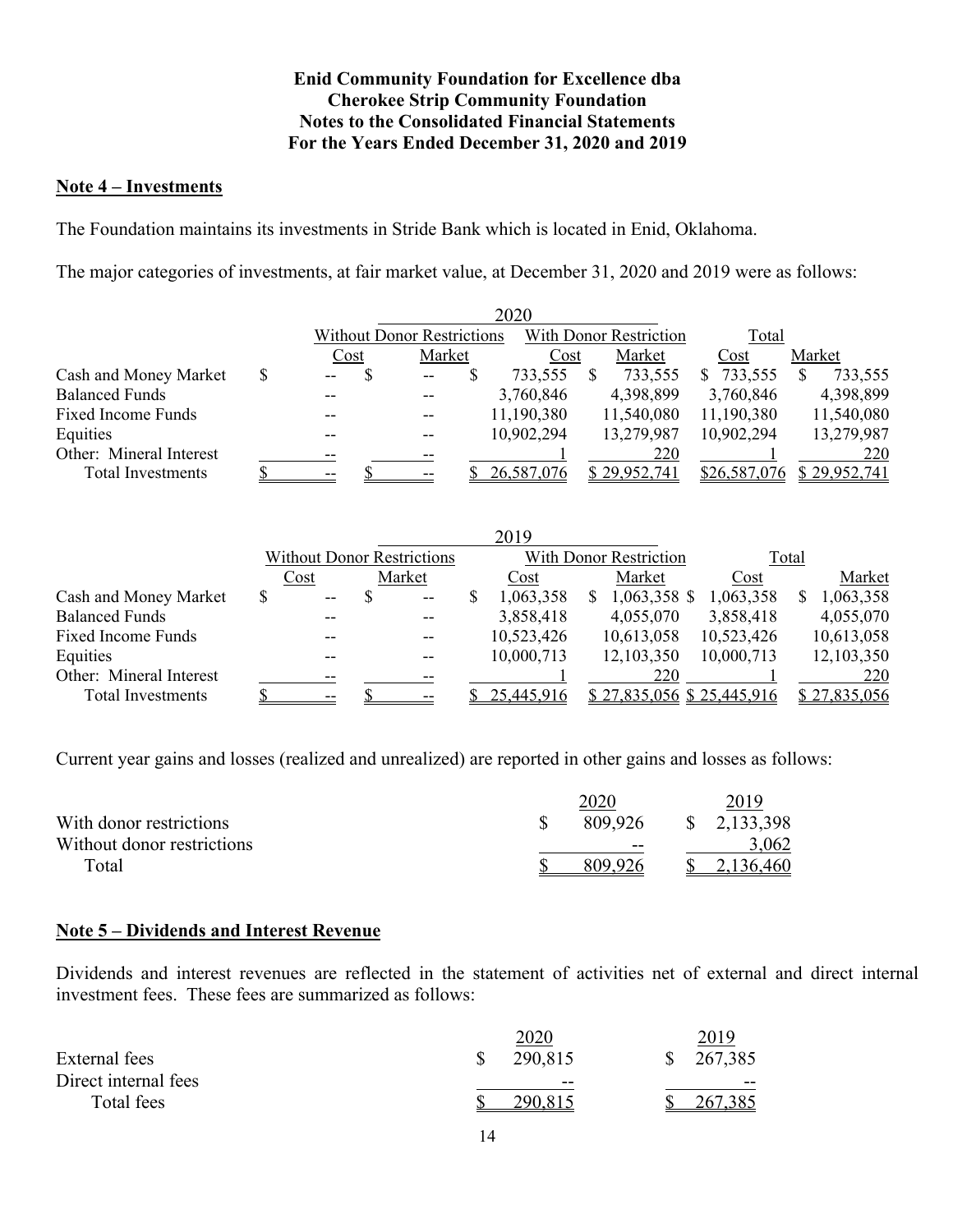**Enid Community Foundation for Excellence dba**
**Cherokee Strip Community Foundation**
**Notes to the Consolidated Financial Statements**
**For the Years Ended December 31, 2020 and 2019**

## Note 4 – Investments

The Foundation maintains its investments in Stride Bank which is located in Enid, Oklahoma.

The major categories of investments, at fair market value, at December 31, 2020 and 2019 were as follows:

| 2020 | Without Donor Restrictions | | With Donor Restriction | | Total | |
|---|---|---|---|---|---|---|
| | Cost | Market | Cost | Market | Cost | Market |
| Cash and Money Market | $ -- | $ -- | $ 733,555 | $ 733,555 | $ 733,555 | $ 733,555 |
| Balanced Funds | -- | -- | 3,760,846 | 4,398,899 | 3,760,846 | 4,398,899 |
| Fixed Income Funds | -- | -- | 11,190,380 | 11,540,080 | 11,190,380 | 11,540,080 |
| Equities | -- | -- | 10,902,294 | 13,279,987 | 10,902,294 | 13,279,987 |
| Other: Mineral Interest | -- | -- | 1 | 220 | 1 | 220 |
| Total Investments | $ -- | $ -- | $ 26,587,076 | $ 29,952,741 | $26,587,076 | $ 29,952,741 |

| 2019 | Without Donor Restrictions | | With Donor Restriction | | Total | |
|---|---|---|---|---|---|---|
| | Cost | Market | Cost | Market | Cost | Market |
| Cash and Money Market | $ -- | $ -- | $ 1,063,358 | $ 1,063,358 | $ 1,063,358 | $ 1,063,358 |
| Balanced Funds | -- | -- | 3,858,418 | 4,055,070 | 3,858,418 | 4,055,070 |
| Fixed Income Funds | -- | -- | 10,523,426 | 10,613,058 | 10,523,426 | 10,613,058 |
| Equities | -- | -- | 10,000,713 | 12,103,350 | 10,000,713 | 12,103,350 |
| Other: Mineral Interest | -- | -- | 1 | 220 | 1 | 220 |
| Total Investments | $ -- | $ -- | $ 25,445,916 | $ 27,835,056 | $ 25,445,916 | $ 27,835,056 |

Current year gains and losses (realized and unrealized) are reported in other gains and losses as follows:

| | 2020 | 2019 |
|---|---|---|
| With donor restrictions | $ 809,926 | $ 2,133,398 |
| Without donor restrictions | -- | 3,062 |
| Total | $ 809,926 | $ 2,136,460 |

## Note 5 – Dividends and Interest Revenue

Dividends and interest revenues are reflected in the statement of activities net of external and direct internal investment fees. These fees are summarized as follows:

| | 2020 | 2019 |
|---|---|---|
| External fees | $ 290,815 | $ 267,385 |
| Direct internal fees | -- | -- |
| Total fees | $ 290,815 | $ 267,385 |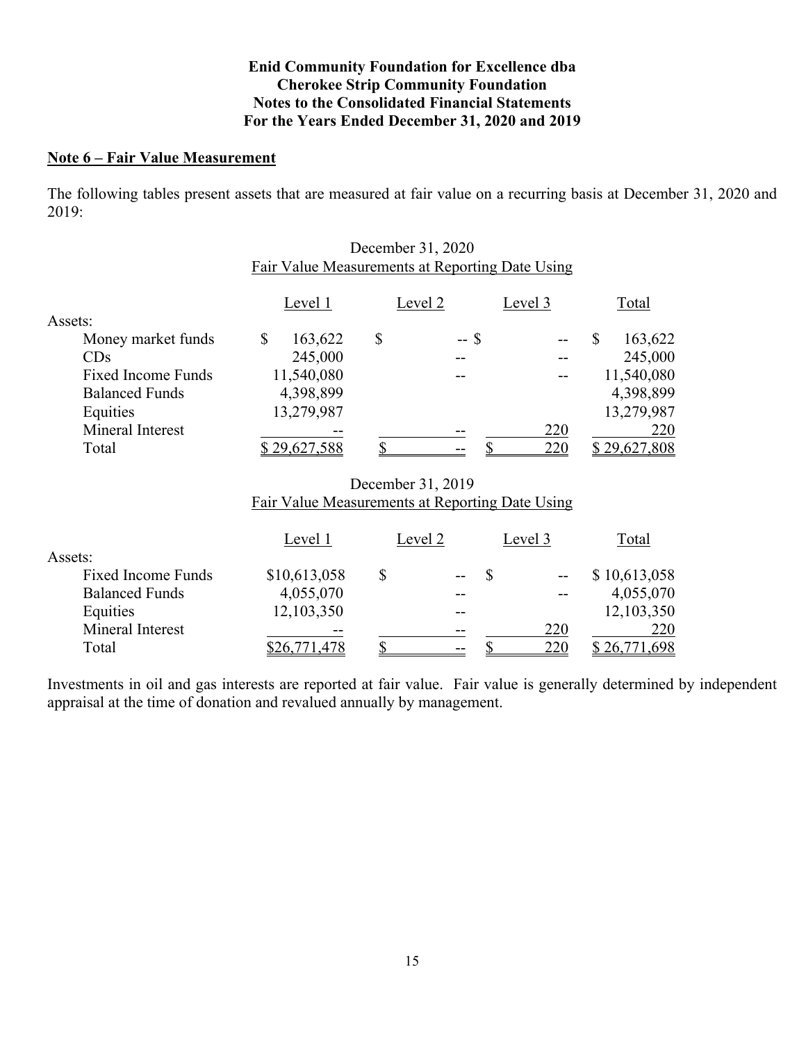# Enid Community Foundation for Excellence dba Cherokee Strip Community Foundation
## Notes to the Consolidated Financial Statements
## For the Years Ended December 31, 2020 and 2019

**Note 6 – Fair Value Measurement**

The following tables present assets that are measured at fair value on a recurring basis at December 31, 2020 and 2019:

December 31, 2020
Fair Value Measurements at Reporting Date Using

| | Level 1 | Level 2 | Level 3 | Total |
|---|---|---|---|---|
| Assets: | | | | |
| Money market funds | $ 163,622 | $ -- | $ -- | $ 163,622 |
| CDs | 245,000 | -- | -- | 245,000 |
| Fixed Income Funds | 11,540,080 | -- | -- | 11,540,080 |
| Balanced Funds | 4,398,899 | | | 4,398,899 |
| Equities | 13,279,987 | | | 13,279,987 |
| Mineral Interest | -- | -- | 220 | 220 |
| Total | $ 29,627,588 | $ -- | $ 220 | $ 29,627,808 |

December 31, 2019
Fair Value Measurements at Reporting Date Using

| | Level 1 | Level 2 | Level 3 | Total |
|---|---|---|---|---|
| Assets: | | | | |
| Fixed Income Funds | $10,613,058 | $ -- | $ -- | $ 10,613,058 |
| Balanced Funds | 4,055,070 | -- | -- | 4,055,070 |
| Equities | 12,103,350 | -- | | 12,103,350 |
| Mineral Interest | -- | -- | 220 | 220 |
| Total | $26,771,478 | $ -- | $ 220 | $ 26,771,698 |

Investments in oil and gas interests are reported at fair value. Fair value is generally determined by independent appraisal at the time of donation and revalued annually by management.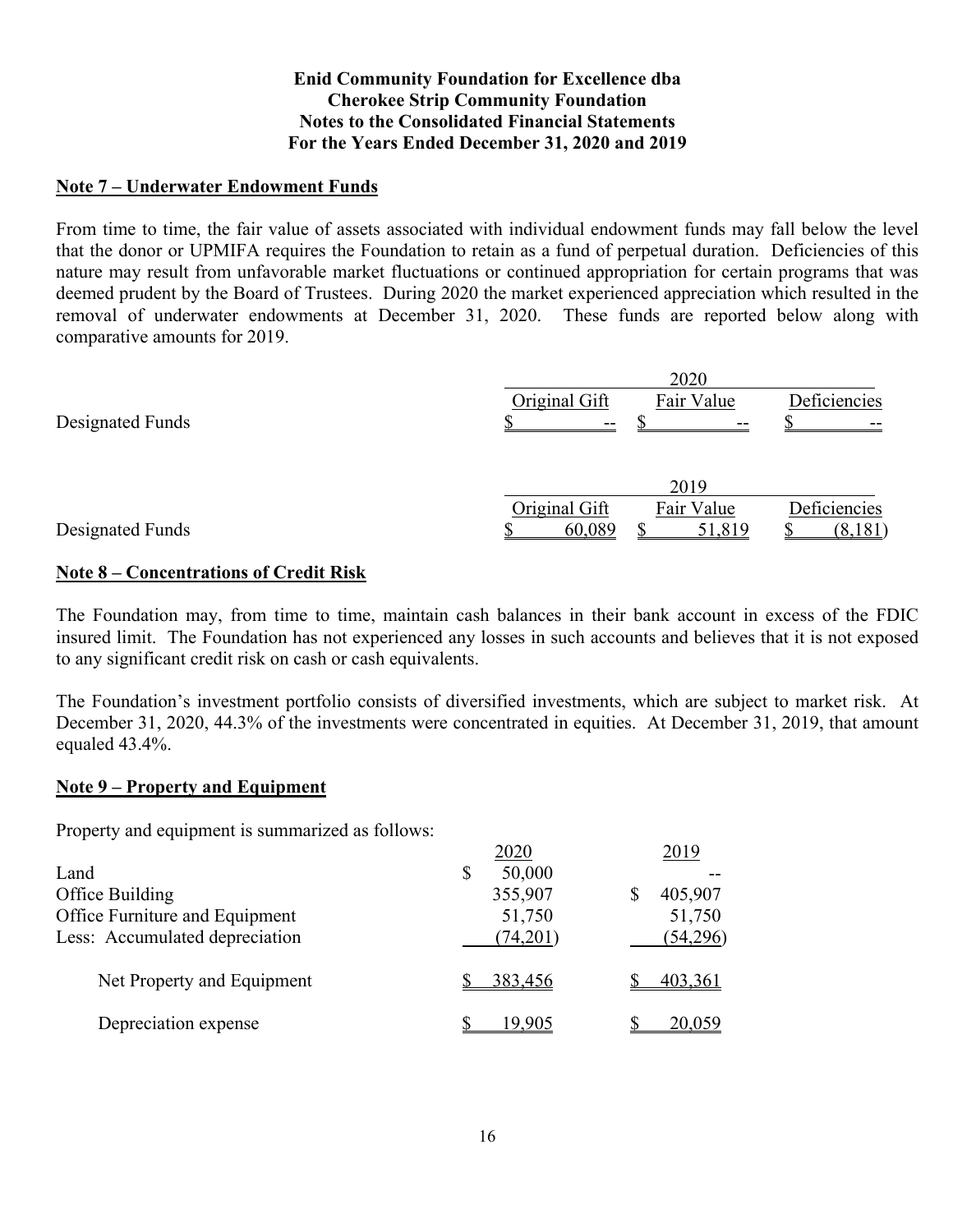**Enid Community Foundation for Excellence dba**
**Cherokee Strip Community Foundation**
**Notes to the Consolidated Financial Statements**
**For the Years Ended December 31, 2020 and 2019**

## Note 7 – Underwater Endowment Funds

From time to time, the fair value of assets associated with individual endowment funds may fall below the level that the donor or UPMIFA requires the Foundation to retain as a fund of perpetual duration. Deficiencies of this nature may result from unfavorable market fluctuations or continued appropriation for certain programs that was deemed prudent by the Board of Trustees. During 2020 the market experienced appreciation which resulted in the removal of underwater endowments at December 31, 2020. These funds are reported below along with comparative amounts for 2019.

| | 2020 | | |
|---|---|---|---|
| | Original Gift | Fair Value | Deficiencies |
| Designated Funds | $ -- | $ -- | $ -- |

| | 2019 | | |
|---|---|---|---|
| | Original Gift | Fair Value | Deficiencies |
| Designated Funds | $ 60,089 | $ 51,819 | $ (8,181) |

## Note 8 – Concentrations of Credit Risk

The Foundation may, from time to time, maintain cash balances in their bank account in excess of the FDIC insured limit. The Foundation has not experienced any losses in such accounts and believes that it is not exposed to any significant credit risk on cash or cash equivalents.

The Foundation's investment portfolio consists of diversified investments, which are subject to market risk. At December 31, 2020, 44.3% of the investments were concentrated in equities. At December 31, 2019, that amount equaled 43.4%.

## Note 9 – Property and Equipment

Property and equipment is summarized as follows:

| | 2020 | 2019 |
|---|---|---|
| Land | $ 50,000 | -- |
| Office Building | 355,907 | $ 405,907 |
| Office Furniture and Equipment | 51,750 | 51,750 |
| Less: Accumulated depreciation | (74,201) | (54,296) |
| Net Property and Equipment | $ 383,456 | $ 403,361 |
| Depreciation expense | $ 19,905 | $ 20,059 |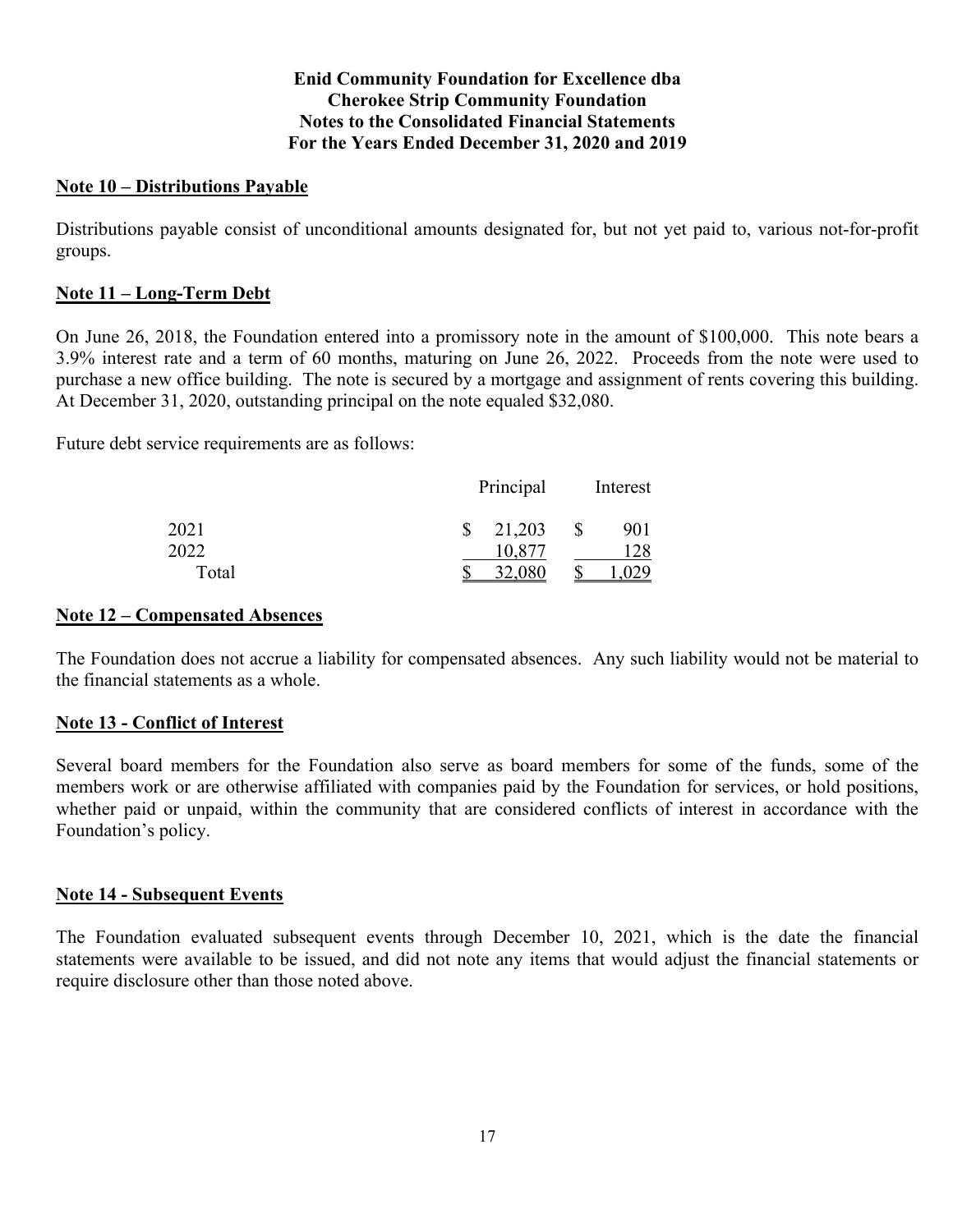**Enid Community Foundation for Excellence dba**
**Cherokee Strip Community Foundation**
**Notes to the Consolidated Financial Statements**
**For the Years Ended December 31, 2020 and 2019**

## Note 10 – Distributions Payable

Distributions payable consist of unconditional amounts designated for, but not yet paid to, various not-for-profit groups.

## Note 11 – Long-Term Debt

On June 26, 2018, the Foundation entered into a promissory note in the amount of $100,000. This note bears a 3.9% interest rate and a term of 60 months, maturing on June 26, 2022. Proceeds from the note were used to purchase a new office building. The note is secured by a mortgage and assignment of rents covering this building. At December 31, 2020, outstanding principal on the note equaled $32,080.

Future debt service requirements are as follows:

| | Principal | Interest |
|---|---|---|
| 2021 | $ 21,203 | $ 901 |
| 2022 | 10,877 | 128 |
| Total | $ 32,080 | $ 1,029 |

## Note 12 – Compensated Absences

The Foundation does not accrue a liability for compensated absences. Any such liability would not be material to the financial statements as a whole.

## Note 13 - Conflict of Interest

Several board members for the Foundation also serve as board members for some of the funds, some of the members work or are otherwise affiliated with companies paid by the Foundation for services, or hold positions, whether paid or unpaid, within the community that are considered conflicts of interest in accordance with the Foundation's policy.

## Note 14 - Subsequent Events

The Foundation evaluated subsequent events through December 10, 2021, which is the date the financial statements were available to be issued, and did not note any items that would adjust the financial statements or require disclosure other than those noted above.